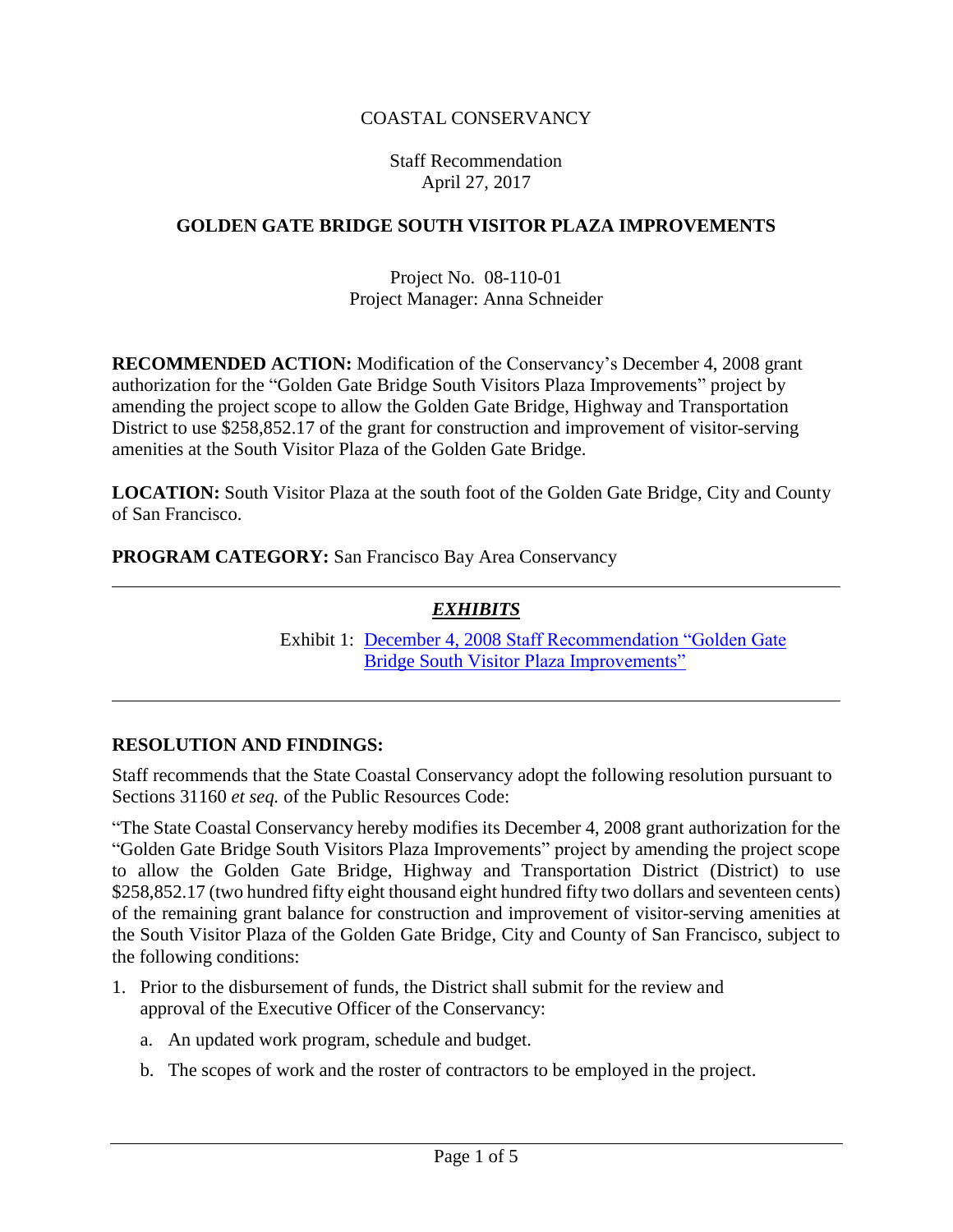COASTAL CONSERVANCY

Staff Recommendation
April 27, 2017

**GOLDEN GATE BRIDGE SOUTH VISITOR PLAZA IMPROVEMENTS**

Project No. 08-110-01
Project Manager: Anna Schneider

**RECOMMENDED ACTION:** Modification of the Conservancy's December 4, 2008 grant authorization for the "Golden Gate Bridge South Visitors Plaza Improvements" project by amending the project scope to allow the Golden Gate Bridge, Highway and Transportation District to use $258,852.17 of the grant for construction and improvement of visitor-serving amenities at the South Visitor Plaza of the Golden Gate Bridge.

**LOCATION:** South Visitor Plaza at the south foot of the Golden Gate Bridge, City and County of San Francisco.

**PROGRAM CATEGORY:** San Francisco Bay Area Conservancy

---

***EXHIBITS***

Exhibit 1: December 4, 2008 Staff Recommendation "Golden Gate Bridge South Visitor Plaza Improvements"

---

**RESOLUTION AND FINDINGS:**

Staff recommends that the State Coastal Conservancy adopt the following resolution pursuant to Sections 31160 *et seq.* of the Public Resources Code:

"The State Coastal Conservancy hereby modifies its December 4, 2008 grant authorization for the "Golden Gate Bridge South Visitors Plaza Improvements" project by amending the project scope to allow the Golden Gate Bridge, Highway and Transportation District (District) to use $258,852.17 (two hundred fifty eight thousand eight hundred fifty two dollars and seventeen cents) of the remaining grant balance for construction and improvement of visitor-serving amenities at the South Visitor Plaza of the Golden Gate Bridge, City and County of San Francisco, subject to the following conditions:

1. Prior to the disbursement of funds, the District shall submit for the review and approval of the Executive Officer of the Conservancy:
   a. An updated work program, schedule and budget.
   b. The scopes of work and the roster of contractors to be employed in the project.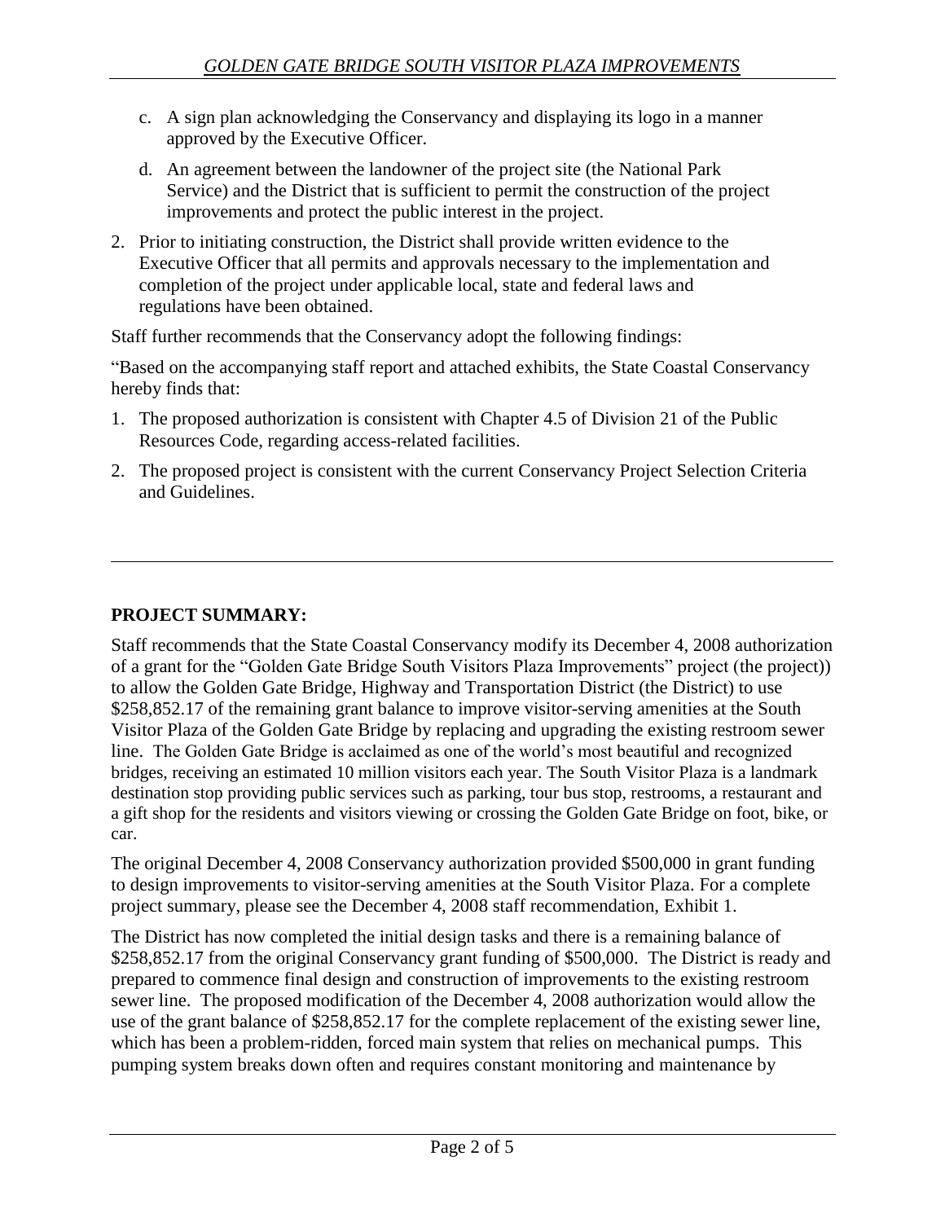c. A sign plan acknowledging the Conservancy and displaying its logo in a manner approved by the Executive Officer.

d. An agreement between the landowner of the project site (the National Park Service) and the District that is sufficient to permit the construction of the project improvements and protect the public interest in the project.

2. Prior to initiating construction, the District shall provide written evidence to the Executive Officer that all permits and approvals necessary to the implementation and completion of the project under applicable local, state and federal laws and regulations have been obtained.

Staff further recommends that the Conservancy adopt the following findings:

"Based on the accompanying staff report and attached exhibits, the State Coastal Conservancy hereby finds that:

1. The proposed authorization is consistent with Chapter 4.5 of Division 21 of the Public Resources Code, regarding access-related facilities.
2. The proposed project is consistent with the current Conservancy Project Selection Criteria and Guidelines.

---

**PROJECT SUMMARY:**

Staff recommends that the State Coastal Conservancy modify its December 4, 2008 authorization of a grant for the "Golden Gate Bridge South Visitors Plaza Improvements" project (the project)) to allow the Golden Gate Bridge, Highway and Transportation District (the District) to use $258,852.17 of the remaining grant balance to improve visitor-serving amenities at the South Visitor Plaza of the Golden Gate Bridge by replacing and upgrading the existing restroom sewer line. The Golden Gate Bridge is acclaimed as one of the world's most beautiful and recognized bridges, receiving an estimated 10 million visitors each year. The South Visitor Plaza is a landmark destination stop providing public services such as parking, tour bus stop, restrooms, a restaurant and a gift shop for the residents and visitors viewing or crossing the Golden Gate Bridge on foot, bike, or car.

The original December 4, 2008 Conservancy authorization provided $500,000 in grant funding to design improvements to visitor-serving amenities at the South Visitor Plaza. For a complete project summary, please see the December 4, 2008 staff recommendation, Exhibit 1.

The District has now completed the initial design tasks and there is a remaining balance of $258,852.17 from the original Conservancy grant funding of $500,000. The District is ready and prepared to commence final design and construction of improvements to the existing restroom sewer line. The proposed modification of the December 4, 2008 authorization would allow the use of the grant balance of $258,852.17 for the complete replacement of the existing sewer line, which has been a problem-ridden, forced main system that relies on mechanical pumps. This pumping system breaks down often and requires constant monitoring and maintenance by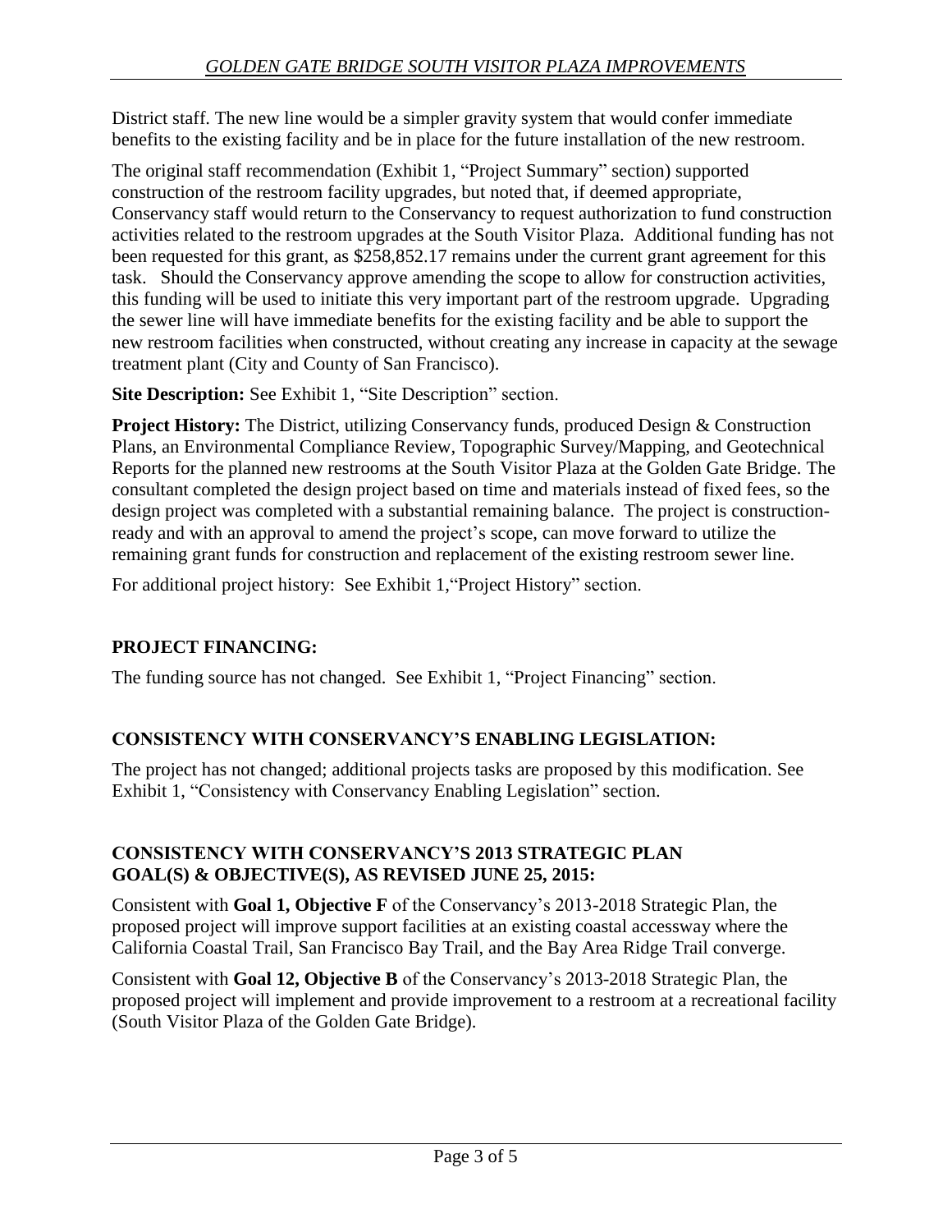District staff. The new line would be a simpler gravity system that would confer immediate benefits to the existing facility and be in place for the future installation of the new restroom.

The original staff recommendation (Exhibit 1, "Project Summary" section) supported construction of the restroom facility upgrades, but noted that, if deemed appropriate, Conservancy staff would return to the Conservancy to request authorization to fund construction activities related to the restroom upgrades at the South Visitor Plaza. Additional funding has not been requested for this grant, as $258,852.17 remains under the current grant agreement for this task. Should the Conservancy approve amending the scope to allow for construction activities, this funding will be used to initiate this very important part of the restroom upgrade. Upgrading the sewer line will have immediate benefits for the existing facility and be able to support the new restroom facilities when constructed, without creating any increase in capacity at the sewage treatment plant (City and County of San Francisco).

**Site Description:** See Exhibit 1, "Site Description" section.

**Project History:** The District, utilizing Conservancy funds, produced Design & Construction Plans, an Environmental Compliance Review, Topographic Survey/Mapping, and Geotechnical Reports for the planned new restrooms at the South Visitor Plaza at the Golden Gate Bridge. The consultant completed the design project based on time and materials instead of fixed fees, so the design project was completed with a substantial remaining balance. The project is construction-ready and with an approval to amend the project's scope, can move forward to utilize the remaining grant funds for construction and replacement of the existing restroom sewer line.

For additional project history: See Exhibit 1,"Project History" section.

## PROJECT FINANCING:

The funding source has not changed. See Exhibit 1, "Project Financing" section.

## CONSISTENCY WITH CONSERVANCY'S ENABLING LEGISLATION:

The project has not changed; additional projects tasks are proposed by this modification. See Exhibit 1, "Consistency with Conservancy Enabling Legislation" section.

## CONSISTENCY WITH CONSERVANCY'S 2013 STRATEGIC PLAN GOAL(S) & OBJECTIVE(S), AS REVISED JUNE 25, 2015:

Consistent with **Goal 1, Objective F** of the Conservancy's 2013-2018 Strategic Plan, the proposed project will improve support facilities at an existing coastal accessway where the California Coastal Trail, San Francisco Bay Trail, and the Bay Area Ridge Trail converge.

Consistent with **Goal 12, Objective B** of the Conservancy's 2013-2018 Strategic Plan, the proposed project will implement and provide improvement to a restroom at a recreational facility (South Visitor Plaza of the Golden Gate Bridge).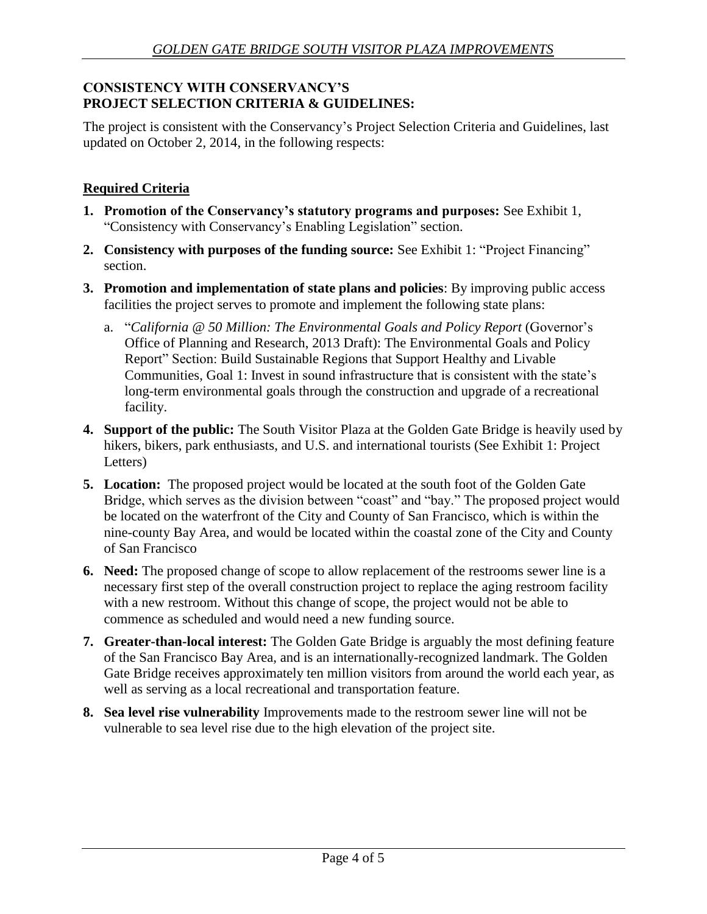**CONSISTENCY WITH CONSERVANCY'S PROJECT SELECTION CRITERIA & GUIDELINES:**

The project is consistent with the Conservancy's Project Selection Criteria and Guidelines, last updated on October 2, 2014, in the following respects:

**Required Criteria**

1. **Promotion of the Conservancy's statutory programs and purposes:** See Exhibit 1, "Consistency with Conservancy's Enabling Legislation" section.
2. **Consistency with purposes of the funding source:** See Exhibit 1: "Project Financing" section.
3. **Promotion and implementation of state plans and policies**: By improving public access facilities the project serves to promote and implement the following state plans:
   a. "*California @ 50 Million: The Environmental Goals and Policy Report* (Governor's Office of Planning and Research, 2013 Draft): The Environmental Goals and Policy Report" Section: Build Sustainable Regions that Support Healthy and Livable Communities, Goal 1: Invest in sound infrastructure that is consistent with the state's long-term environmental goals through the construction and upgrade of a recreational facility.
4. **Support of the public:** The South Visitor Plaza at the Golden Gate Bridge is heavily used by hikers, bikers, park enthusiasts, and U.S. and international tourists (See Exhibit 1: Project Letters)
5. **Location:** The proposed project would be located at the south foot of the Golden Gate Bridge, which serves as the division between "coast" and "bay." The proposed project would be located on the waterfront of the City and County of San Francisco, which is within the nine-county Bay Area, and would be located within the coastal zone of the City and County of San Francisco
6. **Need:** The proposed change of scope to allow replacement of the restrooms sewer line is a necessary first step of the overall construction project to replace the aging restroom facility with a new restroom. Without this change of scope, the project would not be able to commence as scheduled and would need a new funding source.
7. **Greater-than-local interest:** The Golden Gate Bridge is arguably the most defining feature of the San Francisco Bay Area, and is an internationally-recognized landmark. The Golden Gate Bridge receives approximately ten million visitors from around the world each year, as well as serving as a local recreational and transportation feature.
8. **Sea level rise vulnerability** Improvements made to the restroom sewer line will not be vulnerable to sea level rise due to the high elevation of the project site.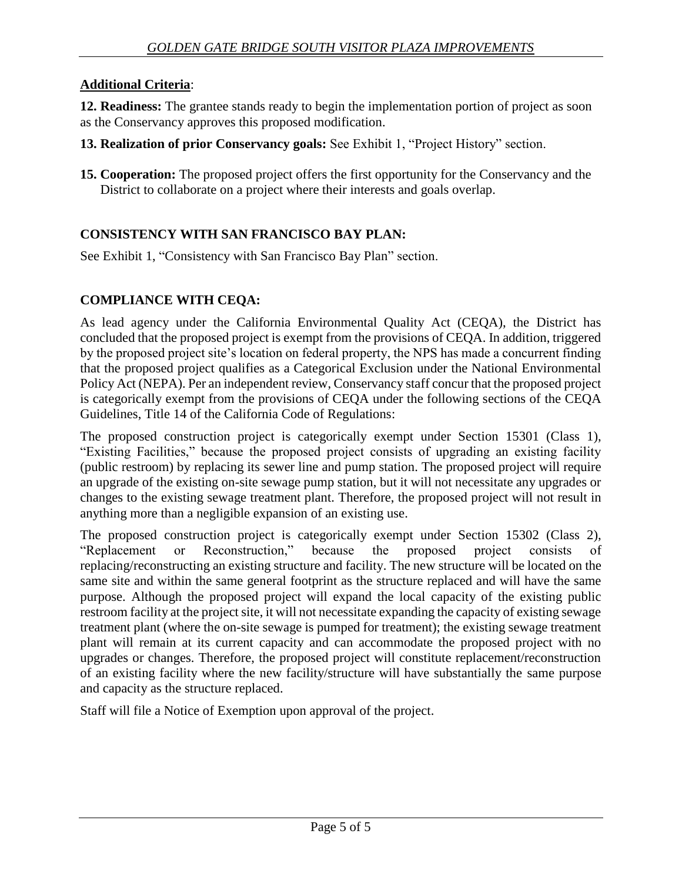**Additional Criteria**:

**12. Readiness:** The grantee stands ready to begin the implementation portion of project as soon as the Conservancy approves this proposed modification.

**13. Realization of prior Conservancy goals:** See Exhibit 1, "Project History" section.

**15. Cooperation:** The proposed project offers the first opportunity for the Conservancy and the District to collaborate on a project where their interests and goals overlap.

## CONSISTENCY WITH SAN FRANCISCO BAY PLAN:

See Exhibit 1, "Consistency with San Francisco Bay Plan" section.

## COMPLIANCE WITH CEQA:

As lead agency under the California Environmental Quality Act (CEQA), the District has concluded that the proposed project is exempt from the provisions of CEQA. In addition, triggered by the proposed project site's location on federal property, the NPS has made a concurrent finding that the proposed project qualifies as a Categorical Exclusion under the National Environmental Policy Act (NEPA). Per an independent review, Conservancy staff concur that the proposed project is categorically exempt from the provisions of CEQA under the following sections of the CEQA Guidelines, Title 14 of the California Code of Regulations:

The proposed construction project is categorically exempt under Section 15301 (Class 1), "Existing Facilities," because the proposed project consists of upgrading an existing facility (public restroom) by replacing its sewer line and pump station. The proposed project will require an upgrade of the existing on-site sewage pump station, but it will not necessitate any upgrades or changes to the existing sewage treatment plant. Therefore, the proposed project will not result in anything more than a negligible expansion of an existing use.

The proposed construction project is categorically exempt under Section 15302 (Class 2), "Replacement or Reconstruction," because the proposed project consists of replacing/reconstructing an existing structure and facility. The new structure will be located on the same site and within the same general footprint as the structure replaced and will have the same purpose. Although the proposed project will expand the local capacity of the existing public restroom facility at the project site, it will not necessitate expanding the capacity of existing sewage treatment plant (where the on-site sewage is pumped for treatment); the existing sewage treatment plant will remain at its current capacity and can accommodate the proposed project with no upgrades or changes. Therefore, the proposed project will constitute replacement/reconstruction of an existing facility where the new facility/structure will have substantially the same purpose and capacity as the structure replaced.

Staff will file a Notice of Exemption upon approval of the project.